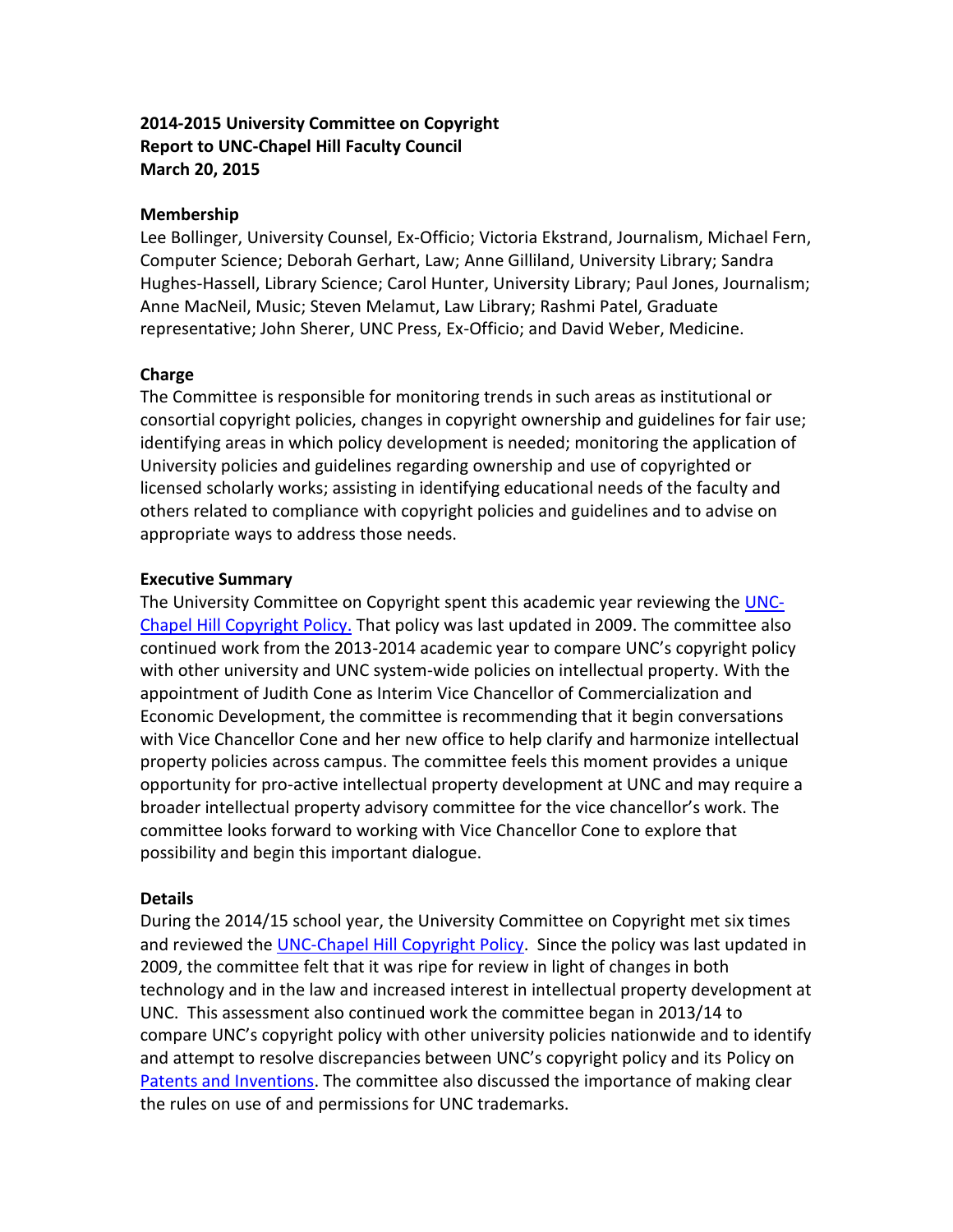**2014-2015 University Committee on Copyright**
**Report to UNC-Chapel Hill Faculty Council**
**March 20, 2015**

**Membership**

Lee Bollinger, University Counsel, Ex-Officio; Victoria Ekstrand, Journalism, Michael Fern, Computer Science; Deborah Gerhart, Law; Anne Gilliland, University Library; Sandra Hughes-Hassell, Library Science; Carol Hunter, University Library; Paul Jones, Journalism; Anne MacNeil, Music; Steven Melamut, Law Library; Rashmi Patel, Graduate representative; John Sherer, UNC Press, Ex-Officio; and David Weber, Medicine.

**Charge**

The Committee is responsible for monitoring trends in such areas as institutional or consortial copyright policies, changes in copyright ownership and guidelines for fair use; identifying areas in which policy development is needed; monitoring the application of University policies and guidelines regarding ownership and use of copyrighted or licensed scholarly works; assisting in identifying educational needs of the faculty and others related to compliance with copyright policies and guidelines and to advise on appropriate ways to address those needs.

**Executive Summary**

The University Committee on Copyright spent this academic year reviewing the UNC-Chapel Hill Copyright Policy. That policy was last updated in 2009. The committee also continued work from the 2013-2014 academic year to compare UNC's copyright policy with other university and UNC system-wide policies on intellectual property. With the appointment of Judith Cone as Interim Vice Chancellor of Commercialization and Economic Development, the committee is recommending that it begin conversations with Vice Chancellor Cone and her new office to help clarify and harmonize intellectual property policies across campus. The committee feels this moment provides a unique opportunity for pro-active intellectual property development at UNC and may require a broader intellectual property advisory committee for the vice chancellor's work. The committee looks forward to working with Vice Chancellor Cone to explore that possibility and begin this important dialogue.

**Details**

During the 2014/15 school year, the University Committee on Copyright met six times and reviewed the UNC-Chapel Hill Copyright Policy. Since the policy was last updated in 2009, the committee felt that it was ripe for review in light of changes in both technology and in the law and increased interest in intellectual property development at UNC. This assessment also continued work the committee began in 2013/14 to compare UNC's copyright policy with other university policies nationwide and to identify and attempt to resolve discrepancies between UNC's copyright policy and its Policy on Patents and Inventions. The committee also discussed the importance of making clear the rules on use of and permissions for UNC trademarks.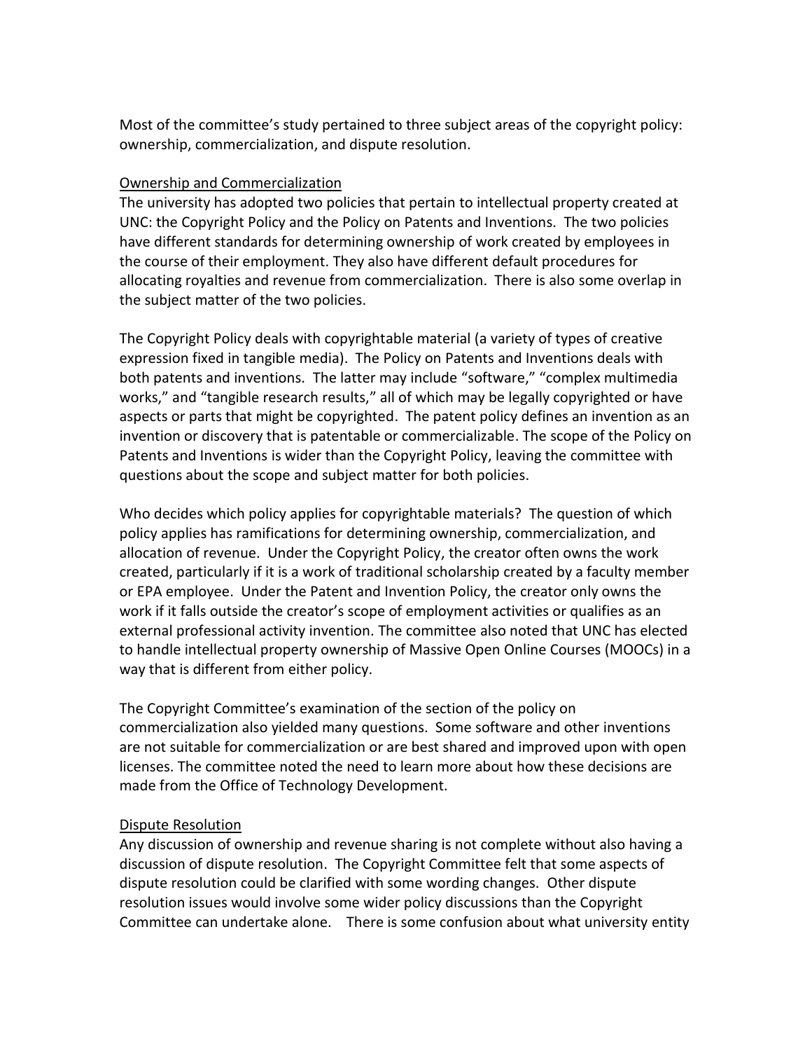Most of the committee's study pertained to three subject areas of the copyright policy: ownership, commercialization, and dispute resolution.

## Ownership and Commercialization

The university has adopted two policies that pertain to intellectual property created at UNC: the Copyright Policy and the Policy on Patents and Inventions. The two policies have different standards for determining ownership of work created by employees in the course of their employment. They also have different default procedures for allocating royalties and revenue from commercialization. There is also some overlap in the subject matter of the two policies.

The Copyright Policy deals with copyrightable material (a variety of types of creative expression fixed in tangible media). The Policy on Patents and Inventions deals with both patents and inventions. The latter may include "software," "complex multimedia works," and "tangible research results," all of which may be legally copyrighted or have aspects or parts that might be copyrighted. The patent policy defines an invention as an invention or discovery that is patentable or commercializable. The scope of the Policy on Patents and Inventions is wider than the Copyright Policy, leaving the committee with questions about the scope and subject matter for both policies.

Who decides which policy applies for copyrightable materials? The question of which policy applies has ramifications for determining ownership, commercialization, and allocation of revenue. Under the Copyright Policy, the creator often owns the work created, particularly if it is a work of traditional scholarship created by a faculty member or EPA employee. Under the Patent and Invention Policy, the creator only owns the work if it falls outside the creator's scope of employment activities or qualifies as an external professional activity invention. The committee also noted that UNC has elected to handle intellectual property ownership of Massive Open Online Courses (MOOCs) in a way that is different from either policy.

The Copyright Committee's examination of the section of the policy on commercialization also yielded many questions. Some software and other inventions are not suitable for commercialization or are best shared and improved upon with open licenses. The committee noted the need to learn more about how these decisions are made from the Office of Technology Development.

## Dispute Resolution

Any discussion of ownership and revenue sharing is not complete without also having a discussion of dispute resolution. The Copyright Committee felt that some aspects of dispute resolution could be clarified with some wording changes. Other dispute resolution issues would involve some wider policy discussions than the Copyright Committee can undertake alone. There is some confusion about what university entity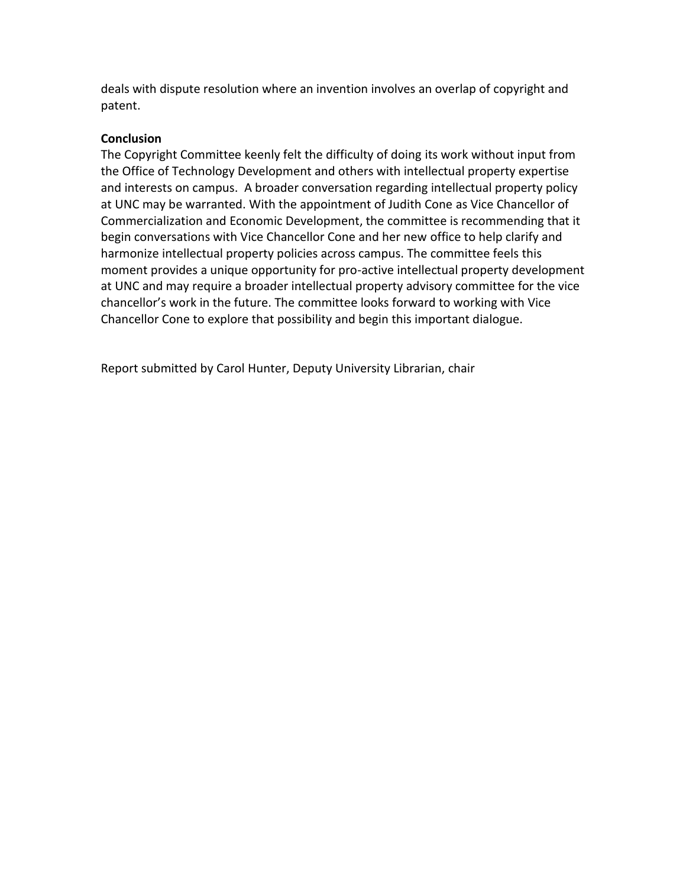deals with dispute resolution where an invention involves an overlap of copyright and patent.

**Conclusion**

The Copyright Committee keenly felt the difficulty of doing its work without input from the Office of Technology Development and others with intellectual property expertise and interests on campus. A broader conversation regarding intellectual property policy at UNC may be warranted. With the appointment of Judith Cone as Vice Chancellor of Commercialization and Economic Development, the committee is recommending that it begin conversations with Vice Chancellor Cone and her new office to help clarify and harmonize intellectual property policies across campus. The committee feels this moment provides a unique opportunity for pro-active intellectual property development at UNC and may require a broader intellectual property advisory committee for the vice chancellor's work in the future. The committee looks forward to working with Vice Chancellor Cone to explore that possibility and begin this important dialogue.

Report submitted by Carol Hunter, Deputy University Librarian, chair